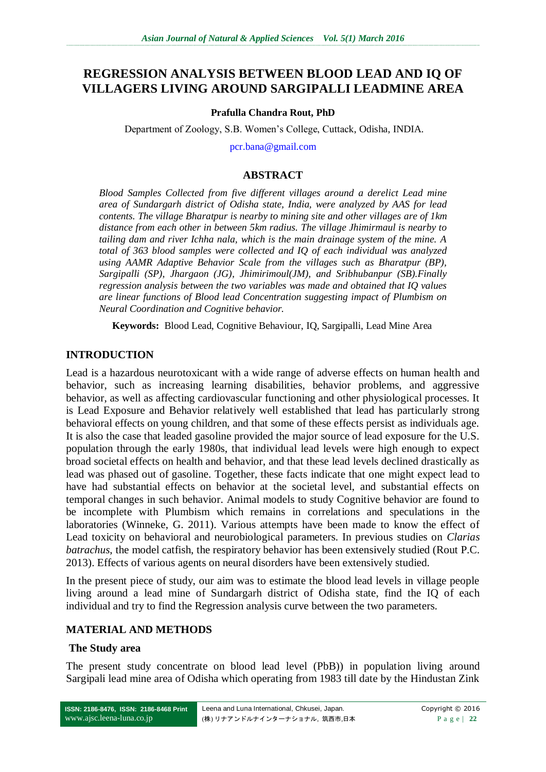# REGRESSION ANALYSIS BETWEEN BLOOD LEAD AND IQ OF VILLAGERS LIVING AROUND SARGIPALLI LEADMINE AREA

**Prafulla Chandra Rout, PhD**

Department of Zoology, S.B. Women's College, Cuttack, Odisha, INDIA.

pcr.bana@gmail.com

## ABSTRACT

*Blood Samples Collected from five different villages around a derelict Lead mine area of Sundargarh district of Odisha state, India, were analyzed by AAS for lead contents. The village Bharatpur is nearby to mining site and other villages are of 1km distance from each other in between 5km radius. The village Jhimirmaul is nearby to tailing dam and river Ichha nala, which is the main drainage system of the mine. A total of 363 blood samples were collected and IQ of each individual was analyzed using AAMR Adaptive Behavior Scale from the villages such as Bharatpur (BP), Sargipalli (SP), Jhargaon (JG), Jhimirimoul(JM), and Sribhubanpur (SB).Finally regression analysis between the two variables was made and obtained that IQ values are linear functions of Blood lead Concentration suggesting impact of Plumbism on Neural Coordination and Cognitive behavior.*

**Keywords:** Blood Lead, Cognitive Behaviour, IQ, Sargipalli, Lead Mine Area

## INTRODUCTION

Lead is a hazardous neurotoxicant with a wide range of adverse effects on human health and behavior, such as increasing learning disabilities, behavior problems, and aggressive behavior, as well as affecting cardiovascular functioning and other physiological processes. It is Lead Exposure and Behavior relatively well established that lead has particularly strong behavioral effects on young children, and that some of these effects persist as individuals age. It is also the case that leaded gasoline provided the major source of lead exposure for the U.S. population through the early 1980s, that individual lead levels were high enough to expect broad societal effects on health and behavior, and that these lead levels declined drastically as lead was phased out of gasoline. Together, these facts indicate that one might expect lead to have had substantial effects on behavior at the societal level, and substantial effects on temporal changes in such behavior. Animal models to study Cognitive behavior are found to be incomplete with Plumbism which remains in correlations and speculations in the laboratories (Winneke, G. 2011). Various attempts have been made to know the effect of Lead toxicity on behavioral and neurobiological parameters. In previous studies on *Clarias batrachus*, the model catfish, the respiratory behavior has been extensively studied (Rout P.C. 2013). Effects of various agents on neural disorders have been extensively studied.

In the present piece of study, our aim was to estimate the blood lead levels in village people living around a lead mine of Sundargarh district of Odisha state, find the IQ of each individual and try to find the Regression analysis curve between the two parameters.

## MATERIAL AND METHODS

### The Study area

The present study concentrate on blood lead level (PbB)) in population living around Sargipali lead mine area of Odisha which operating from 1983 till date by the Hindustan Zink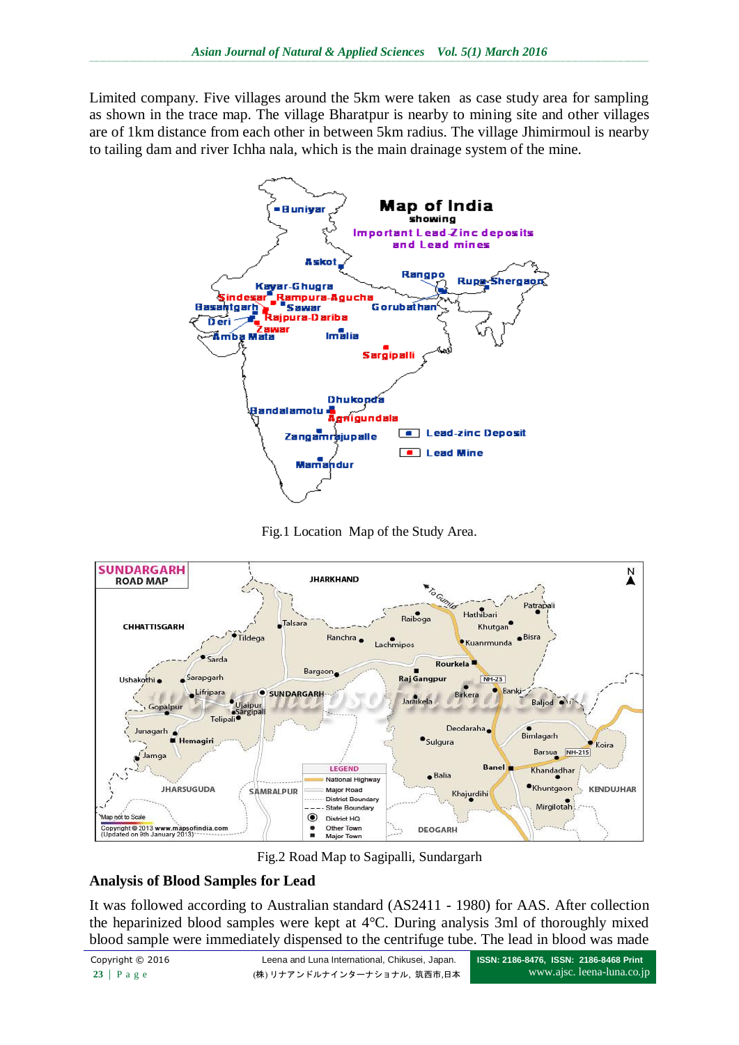Limited company. Five villages around the 5km were taken as case study area for sampling as shown in the trace map. The village Bharatpur is nearby to mining site and other villages are of 1km distance from each other in between 5km radius. The village Jhimirmoul is nearby to tailing dam and river Ichha nala, which is the main drainage system of the mine.

Fig.1 Location Map of the Study Area.

Fig.2 Road Map to Sagipalli, Sundargarh

## Analysis of Blood Samples for Lead

It was followed according to Australian standard (AS2411 - 1980) for AAS. After collection the heparinized blood samples were kept at 4°C. During analysis 3ml of thoroughly mixed blood sample were immediately dispensed to the centrifuge tube. The lead in blood was made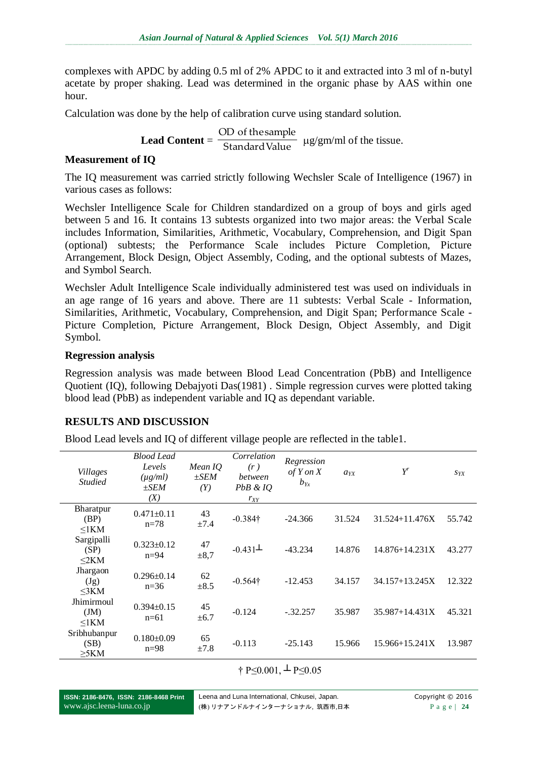complexes with APDC by adding 0.5 ml of 2% APDC to it and extracted into 3 ml of n-butyl acetate by proper shaking. Lead was determined in the organic phase by AAS within one hour.

Calculation was done by the help of calibration curve using standard solution.

$$\textbf{Lead Content} = \frac{\text{OD of the sample}}{\text{Standard Value}} \ \mu\text{g/gm/ml of the tissue.}$$

**Measurement of IQ**

The IQ measurement was carried strictly following Wechsler Scale of Intelligence (1967) in various cases as follows:

Wechsler Intelligence Scale for Children standardized on a group of boys and girls aged between 5 and 16. It contains 13 subtests organized into two major areas: the Verbal Scale includes Information, Similarities, Arithmetic, Vocabulary, Comprehension, and Digit Span (optional) subtests; the Performance Scale includes Picture Completion, Picture Arrangement, Block Design, Object Assembly, Coding, and the optional subtests of Mazes, and Symbol Search.

Wechsler Adult Intelligence Scale individually administered test was used on individuals in an age range of 16 years and above. There are 11 subtests: Verbal Scale - Information, Similarities, Arithmetic, Vocabulary, Comprehension, and Digit Span; Performance Scale - Picture Completion, Picture Arrangement, Block Design, Object Assembly, and Digit Symbol.

**Regression analysis**

Regression analysis was made between Blood Lead Concentration (PbB) and Intelligence Quotient (IQ), following Debajyoti Das(1981) . Simple regression curves were plotted taking blood lead (PbB) as independent variable and IQ as dependant variable.

## RESULTS AND DISCUSSION

Blood Lead levels and IQ of different village people are reflected in the table1.

| *Villages Studied* | *Blood Lead Levels (μg/ml) ±SEM (X)* | *Mean IQ ±SEM (Y)* | *Correlation (r) between PbB & IQ $r_{XY}$* | *Regression of Y on X $b_{YX}$* | $a_{YX}$ | $Y'$ | $s_{YX}$ |
|---|---|---|---|---|---|---|---|
| Bharatpur (BP) ≤1KM | 0.471±0.11 n=78 | 43 ±7.4 | -0.384† | -24.366 | 31.524 | 31.524+11.476X | 55.742 |
| Sargipalli (SP) ≤2KM | 0.323±0.12 n=94 | 47 ±8,7 | -0.431┴ | -43.234 | 14.876 | 14.876+14.231X | 43.277 |
| Jhargaon (Jg) ≤3KM | 0.296±0.14 n=36 | 62 ±8.5 | -0.564† | -12.453 | 34.157 | 34.157+13.245X | 12.322 |
| Jhimirmoul (JM) ≤1KM | 0.394±0.15 n=61 | 45 ±6.7 | -0.124 | -.32.257 | 35.987 | 35.987+14.431X | 45.321 |
| Sribhubanpur (SB) ≥5KM | 0.180±0.09 n=98 | 65 ±7.8 | -0.113 | -25.143 | 15.966 | 15.966+15.241X | 13.987 |

† P≤0.001, ┴ P≤0.05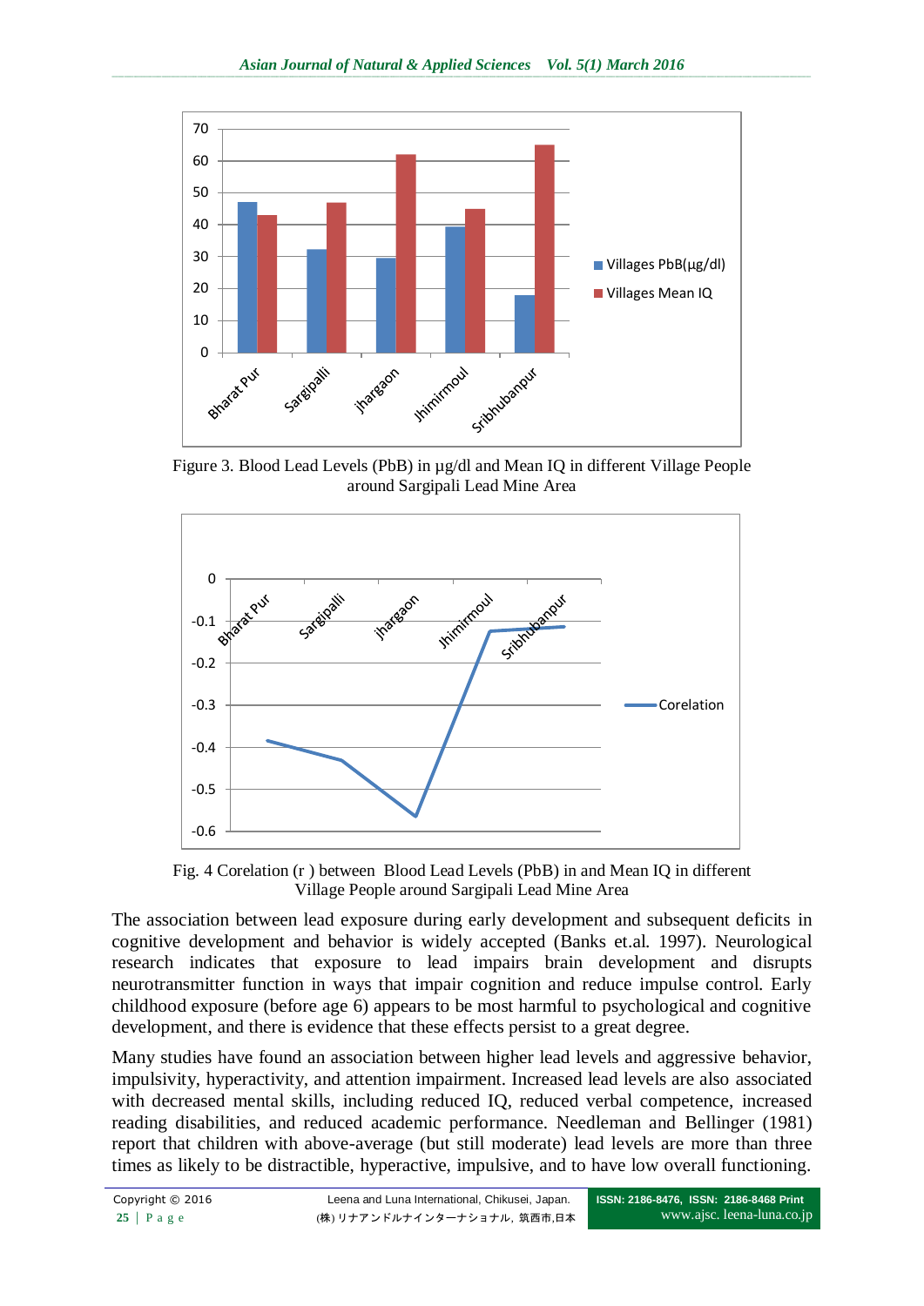Figure 3. Blood Lead Levels (PbB) in µg/dl and Mean IQ in different Village People around Sargipali Lead Mine Area

Fig. 4 Corelation (r ) between Blood Lead Levels (PbB) in and Mean IQ in different Village People around Sargipali Lead Mine Area

The association between lead exposure during early development and subsequent deficits in cognitive development and behavior is widely accepted (Banks et.al. 1997). Neurological research indicates that exposure to lead impairs brain development and disrupts neurotransmitter function in ways that impair cognition and reduce impulse control. Early childhood exposure (before age 6) appears to be most harmful to psychological and cognitive development, and there is evidence that these effects persist to a great degree.

Many studies have found an association between higher lead levels and aggressive behavior, impulsivity, hyperactivity, and attention impairment. Increased lead levels are also associated with decreased mental skills, including reduced IQ, reduced verbal competence, increased reading disabilities, and reduced academic performance. Needleman and Bellinger (1981) report that children with above-average (but still moderate) lead levels are more than three times as likely to be distractible, hyperactive, impulsive, and to have low overall functioning.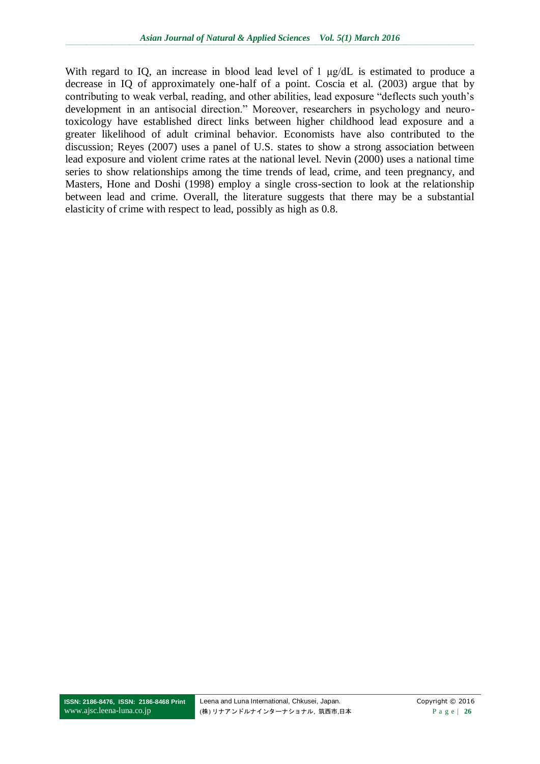With regard to IQ, an increase in blood lead level of 1 μg/dL is estimated to produce a decrease in IQ of approximately one-half of a point. Coscia et al. (2003) argue that by contributing to weak verbal, reading, and other abilities, lead exposure "deflects such youth's development in an antisocial direction." Moreover, researchers in psychology and neuro-toxicology have established direct links between higher childhood lead exposure and a greater likelihood of adult criminal behavior. Economists have also contributed to the discussion; Reyes (2007) uses a panel of U.S. states to show a strong association between lead exposure and violent crime rates at the national level. Nevin (2000) uses a national time series to show relationships among the time trends of lead, crime, and teen pregnancy, and Masters, Hone and Doshi (1998) employ a single cross-section to look at the relationship between lead and crime. Overall, the literature suggests that there may be a substantial elasticity of crime with respect to lead, possibly as high as 0.8.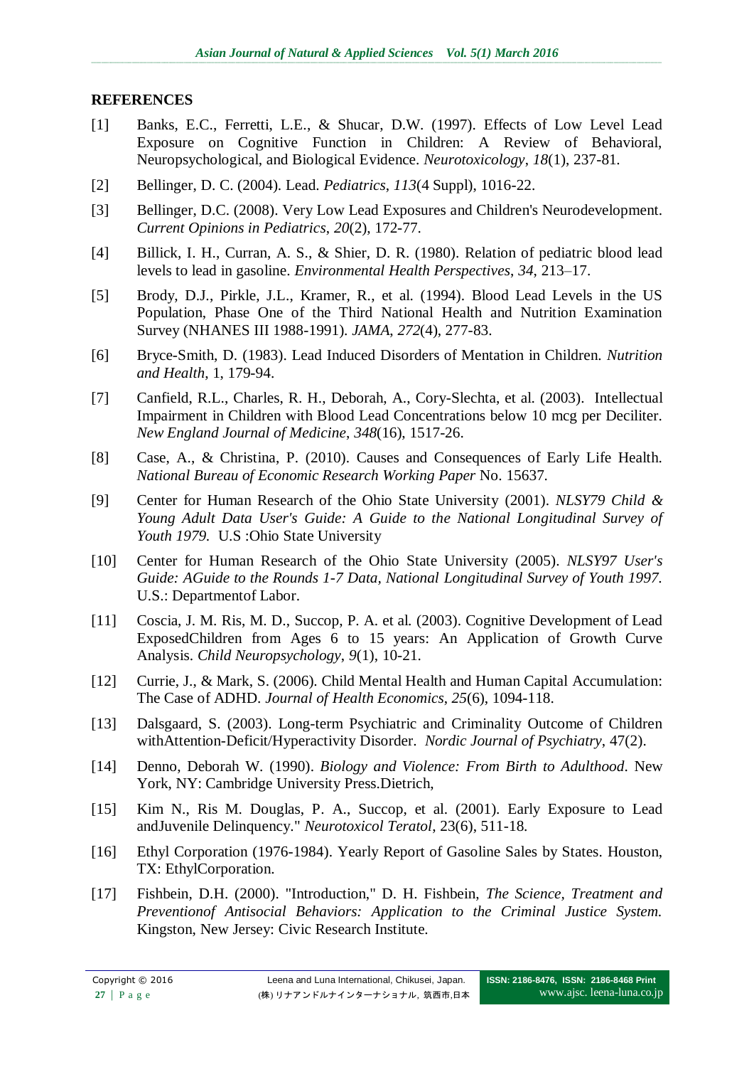## REFERENCES

[1] Banks, E.C., Ferretti, L.E., & Shucar, D.W. (1997). Effects of Low Level Lead Exposure on Cognitive Function in Children: A Review of Behavioral, Neuropsychological, and Biological Evidence. *Neurotoxicology*, *18*(1), 237-81.

[2] Bellinger, D. C. (2004). Lead. *Pediatrics*, *113*(4 Suppl), 1016-22.

[3] Bellinger, D.C. (2008). Very Low Lead Exposures and Children's Neurodevelopment. *Current Opinions in Pediatrics*, *20*(2), 172-77.

[4] Billick, I. H., Curran, A. S., & Shier, D. R. (1980). Relation of pediatric blood lead levels to lead in gasoline. *Environmental Health Perspectives*, *34*, 213–17.

[5] Brody, D.J., Pirkle, J.L., Kramer, R., et al. (1994). Blood Lead Levels in the US Population, Phase One of the Third National Health and Nutrition Examination Survey (NHANES III 1988-1991). *JAMA*, *272*(4), 277-83.

[6] Bryce-Smith, D. (1983). Lead Induced Disorders of Mentation in Children. *Nutrition and Health*, 1, 179-94.

[7] Canfield, R.L., Charles, R. H., Deborah, A., Cory-Slechta, et al. (2003). Intellectual Impairment in Children with Blood Lead Concentrations below 10 mcg per Deciliter. *New England Journal of Medicine*, *348*(16), 1517-26.

[8] Case, A., & Christina, P. (2010). Causes and Consequences of Early Life Health. *National Bureau of Economic Research Working Paper* No. 15637.

[9] Center for Human Research of the Ohio State University (2001). *NLSY79 Child & Young Adult Data User's Guide: A Guide to the National Longitudinal Survey of Youth 1979.* U.S :Ohio State University

[10] Center for Human Research of the Ohio State University (2005). *NLSY97 User's Guide: AGuide to the Rounds 1-7 Data, National Longitudinal Survey of Youth 1997.* U.S.: Departmentof Labor.

[11] Coscia, J. M. Ris, M. D., Succop, P. A. et al. (2003). Cognitive Development of Lead ExposedChildren from Ages 6 to 15 years: An Application of Growth Curve Analysis. *Child Neuropsychology*, *9*(1), 10-21.

[12] Currie, J., & Mark, S. (2006). Child Mental Health and Human Capital Accumulation: The Case of ADHD. *Journal of Health Economics*, *25*(6), 1094-118.

[13] Dalsgaard, S. (2003). Long-term Psychiatric and Criminality Outcome of Children withAttention-Deficit/Hyperactivity Disorder. *Nordic Journal of Psychiatry*, 47(2).

[14] Denno, Deborah W. (1990). *Biology and Violence: From Birth to Adulthood*. New York, NY: Cambridge University Press.Dietrich,

[15] Kim N., Ris M. Douglas, P. A., Succop, et al. (2001). Early Exposure to Lead andJuvenile Delinquency." *Neurotoxicol Teratol*, 23(6), 511-18.

[16] Ethyl Corporation (1976-1984). Yearly Report of Gasoline Sales by States. Houston, TX: EthylCorporation.

[17] Fishbein, D.H. (2000). "Introduction," D. H. Fishbein, *The Science, Treatment and Preventionof Antisocial Behaviors: Application to the Criminal Justice System.* Kingston, New Jersey: Civic Research Institute.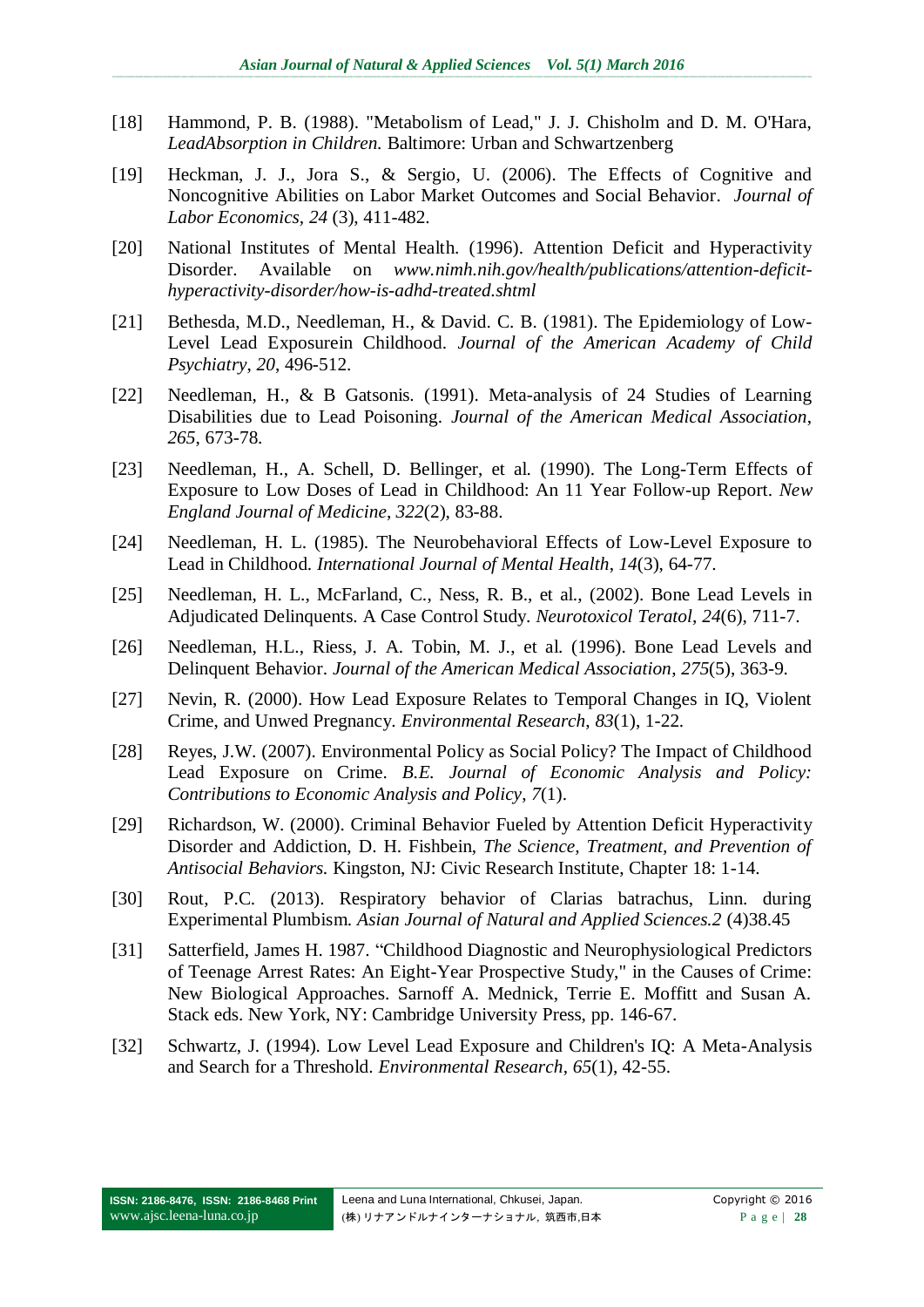[18] Hammond, P. B. (1988). "Metabolism of Lead," J. J. Chisholm and D. M. O'Hara, *LeadAbsorption in Children.* Baltimore: Urban and Schwartzenberg

[19] Heckman, J. J., Jora S., & Sergio, U. (2006). The Effects of Cognitive and Noncognitive Abilities on Labor Market Outcomes and Social Behavior. *Journal of Labor Economics*, *24* (3), 411-482.

[20] National Institutes of Mental Health. (1996). Attention Deficit and Hyperactivity Disorder. Available on *www.nimh.nih.gov/health/publications/attention-deficit-hyperactivity-disorder/how-is-adhd-treated.shtml*

[21] Bethesda, M.D., Needleman, H., & David. C. B. (1981). The Epidemiology of Low-Level Lead Exposurein Childhood. *Journal of the American Academy of Child Psychiatry*, *20*, 496-512.

[22] Needleman, H., & B Gatsonis. (1991). Meta-analysis of 24 Studies of Learning Disabilities due to Lead Poisoning. *Journal of the American Medical Association*, *265*, 673-78.

[23] Needleman, H., A. Schell, D. Bellinger, et al. (1990). The Long-Term Effects of Exposure to Low Doses of Lead in Childhood: An 11 Year Follow-up Report. *New England Journal of Medicine*, *322*(2), 83-88.

[24] Needleman, H. L. (1985). The Neurobehavioral Effects of Low-Level Exposure to Lead in Childhood. *International Journal of Mental Health*, *14*(3), 64-77.

[25] Needleman, H. L., McFarland, C., Ness, R. B., et al., (2002). Bone Lead Levels in Adjudicated Delinquents. A Case Control Study. *Neurotoxicol Teratol*, *24*(6), 711-7.

[26] Needleman, H.L., Riess, J. A. Tobin, M. J., et al. (1996). Bone Lead Levels and Delinquent Behavior. *Journal of the American Medical Association*, *275*(5), 363-9.

[27] Nevin, R. (2000). How Lead Exposure Relates to Temporal Changes in IQ, Violent Crime, and Unwed Pregnancy. *Environmental Research*, *83*(1), 1-22.

[28] Reyes, J.W. (2007). Environmental Policy as Social Policy? The Impact of Childhood Lead Exposure on Crime. *B.E. Journal of Economic Analysis and Policy: Contributions to Economic Analysis and Policy*, *7*(1).

[29] Richardson, W. (2000). Criminal Behavior Fueled by Attention Deficit Hyperactivity Disorder and Addiction, D. H. Fishbein, *The Science, Treatment, and Prevention of Antisocial Behaviors.* Kingston, NJ: Civic Research Institute, Chapter 18: 1-14.

[30] Rout, P.C. (2013). Respiratory behavior of Clarias batrachus, Linn. during Experimental Plumbism. *Asian Journal of Natural and Applied Sciences.2* (4)38.45

[31] Satterfield, James H. 1987. "Childhood Diagnostic and Neurophysiological Predictors of Teenage Arrest Rates: An Eight-Year Prospective Study," in the Causes of Crime: New Biological Approaches. Sarnoff A. Mednick, Terrie E. Moffitt and Susan A. Stack eds. New York, NY: Cambridge University Press, pp. 146-67.

[32] Schwartz, J. (1994). Low Level Lead Exposure and Children's IQ: A Meta-Analysis and Search for a Threshold. *Environmental Research*, *65*(1), 42-55.